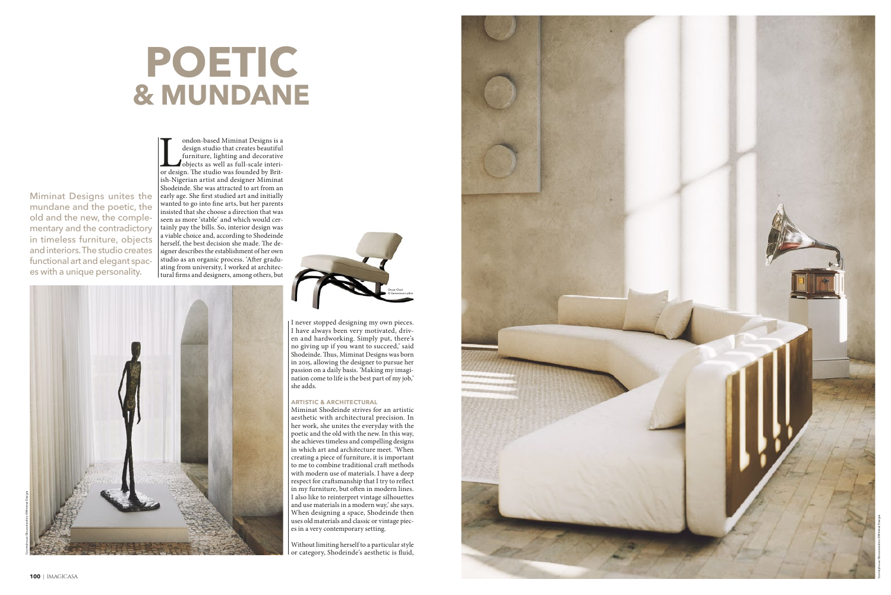# POETIC
# & MUNDANE

Miminat Designs unites the mundane and the poetic, the old and the new, the complementary and the contradictory in timeless furniture, objects and interiors. The studio creates functional art and elegant spaces with a unique personality.

London-based Miminat Designs is a design studio that creates beautiful furniture, lighting and decorative objects as well as full-scale interior design. The studio was founded by British-Nigerian artist and designer Miminat Shodeinde. She was attracted to art from an early age. She first studied art and initially wanted to go into fine arts, but her parents insisted that she choose a direction that was seen as more 'stable' and which would certainly pay the bills. So, interior design was a viable choice and, according to Shodeinde herself, the best decision she made. The designer describes the establishment of her own studio as an organic process. 'After graduating from university, I worked at architectural firms and designers, among others, but I never stopped designing my own pieces. I have always been very motivated, driven and hardworking. Simply put, there's no giving up if you want to succeed,' said Shodeinde. Thus, Miminat Designs was born in 2015, allowing the designer to pursue her passion on a daily basis. 'Making my imagination come to life is the best part of my job,' she adds.

Oscar Chair © Genevieve Lutkin

### ARTISTIC & ARCHITECTURAL

Miminat Shodeinde strives for an artistic aesthetic with architectural precision. In her work, she unites the everyday with the poetic and the old with the new. In this way, she achieves timeless and compelling designs in which art and architecture meet. 'When creating a piece of furniture, it is important to me to combine traditional craft methods with modern use of materials. I have a deep respect for craftsmanship that I try to reflect in my furniture, but often in modern lines. I also like to reinterpret vintage silhouettes and use materials in a modern way,' she says. When designing a space, Shodeinde then uses old materials and classic or vintage pieces in a very contemporary setting.

Without limiting herself to a particular style or category, Shodeinde's aesthetic is fluid,

Countryhouse Gloucestershire ©Miminat Designs

Countryhouse Gloucestershire ©Miminat Designs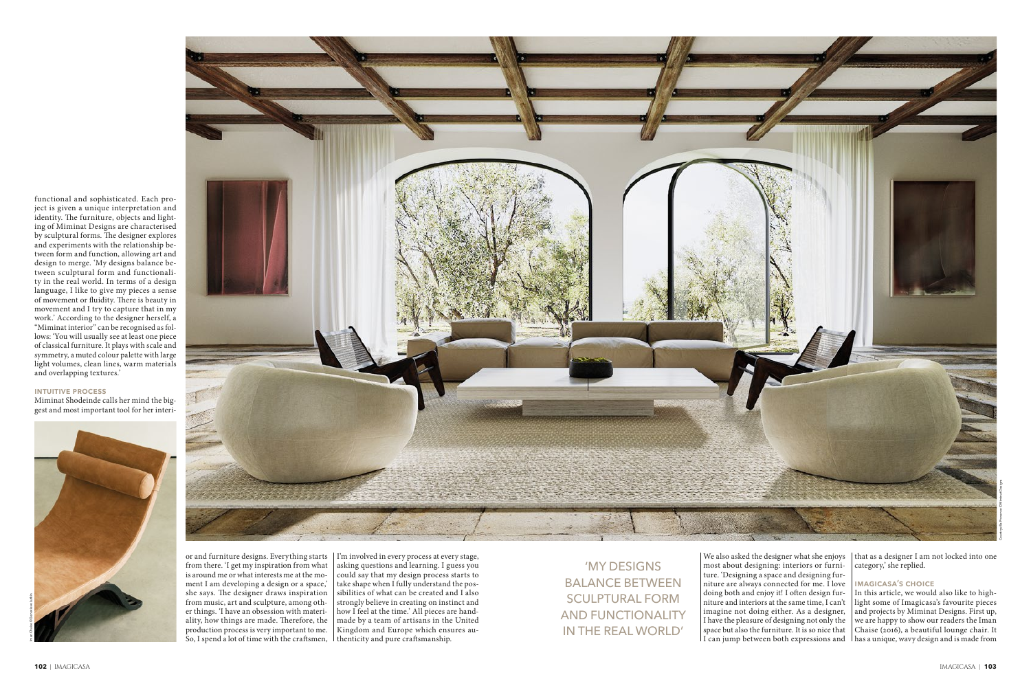functional and sophisticated. Each project is given a unique interpretation and identity. The furniture, objects and lighting of Miminat Designs are characterised by sculptural forms. The designer explores and experiments with the relationship between form and function, allowing art and design to merge. 'My designs balance between sculptural form and functionality in the real world. In terms of a design language, I like to give my pieces a sense of movement or fluidity. There is beauty in movement and I try to capture that in my work.' According to the designer herself, a "Miminat interior" can be recognised as follows: 'You will usually see at least one piece of classical furniture. It plays with scale and symmetry, a muted colour palette with large light volumes, clean lines, warm materials and overlapping textures.'

#### INTUITIVE PROCESS

Miminat Shodeinde calls her mind the biggest and most important tool for her interior and furniture designs. Everything starts from there. 'I get my inspiration from what is around me or what interests me at the moment I am developing a design or a space,' she says. The designer draws inspiration from music, art and sculpture, among other things. 'I have an obsession with materiality, how things are made. Therefore, the production process is very important to me. So, I spend a lot of time with the craftsmen, I'm involved in every process at every stage, asking questions and learning. I guess you could say that my design process starts to take shape when I fully understand the possibilities of what can be created and I also strongly believe in creating on instinct and how I feel at the time.' All pieces are handmade by a team of artisans in the United Kingdom and Europe which ensures authenticity and pure craftsmanship.

'MY DESIGNS BALANCE BETWEEN SCULPTURAL FORM AND FUNCTIONALITY IN THE REAL WORLD'

We also asked the designer what she enjoys most about designing: interiors or furniture. 'Designing a space and designing furniture are always connected for me. I love doing both and enjoy it! I often design furniture and interiors at the same time, I can't imagine not doing either. As a designer, I have the pleasure of designing not only the space but also the furniture. It is so nice that I can jump between both expressions and that as a designer I am not locked into one category,' she replied.

#### IMAGICASA'S CHOICE

In this article, we would also like to highlight some of Imagicasa's favourite pieces and projects by Miminat Designs. First up, we are happy to show our readers the Iman Chaise (2016), a beautiful lounge chair. It has a unique, wavy design and is made from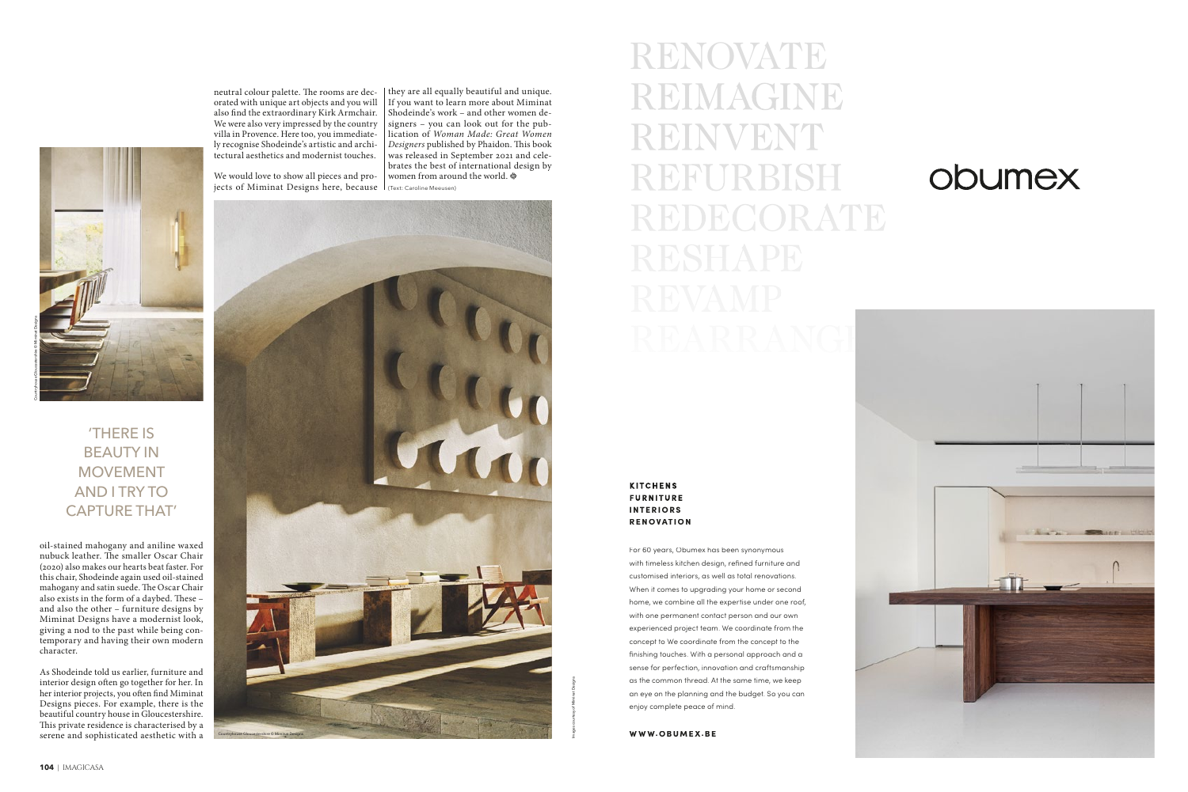neutral colour palette. The rooms are decorated with unique art objects and you will also find the extraordinary Kirk Armchair. We were also very impressed by the country villa in Provence. Here too, you immediately recognise Shodeinde's artistic and architectural aesthetics and modernist touches.

We would love to show all pieces and projects of Miminat Designs here, because they are all equally beautiful and unique. If you want to learn more about Miminat Shodeinde's work – and other women designers – you can look out for the publication of *Woman Made: Great Women Designers* published by Phaidon. This book was released in September 2021 and celebrates the best of international design by women from around the world. ◈

(Text: Caroline Meeusen)

Countryhouse Gloucestershire © Miminat Designs

## 'THERE IS BEAUTY IN MOVEMENT AND I TRY TO CAPTURE THAT'

oil-stained mahogany and aniline waxed nubuck leather. The smaller Oscar Chair (2020) also makes our hearts beat faster. For this chair, Shodeinde again used oil-stained mahogany and satin suede. The Oscar Chair also exists in the form of a daybed. These – and also the other – furniture designs by Miminat Designs have a modernist look, giving a nod to the past while being contemporary and having their own modern character.

As Shodeinde told us earlier, furniture and interior design often go together for her. In her interior projects, you often find Miminat Designs pieces. For example, there is the beautiful country house in Gloucestershire. This private residence is characterised by a serene and sophisticated aesthetic with a

Countryhouse Gloucestershire © Miminat Designs

Images courtesy of Miminat Designs

RENOVATE
REIMAGINE
REINVENT
REFURBISH
REDECORATE
RESHAPE
REVAMP
REARRANGE

obumex

**KITCHENS**
**FURNITURE**
**INTERIORS**
**RENOVATION**

For 60 years, Obumex has been synonymous with timeless kitchen design, refined furniture and customised interiors, as well as total renovations. When it comes to upgrading your home or second home, we combine all the expertise under one roof, with one permanent contact person and our own experienced project team. We coordinate from the concept to We coordinate from the concept to the finishing touches. With a personal approach and a sense for perfection, innovation and craftsmanship as the common thread. At the same time, we keep an eye on the planning and the budget. So you can enjoy complete peace of mind.

**WWW.OBUMEX.BE**